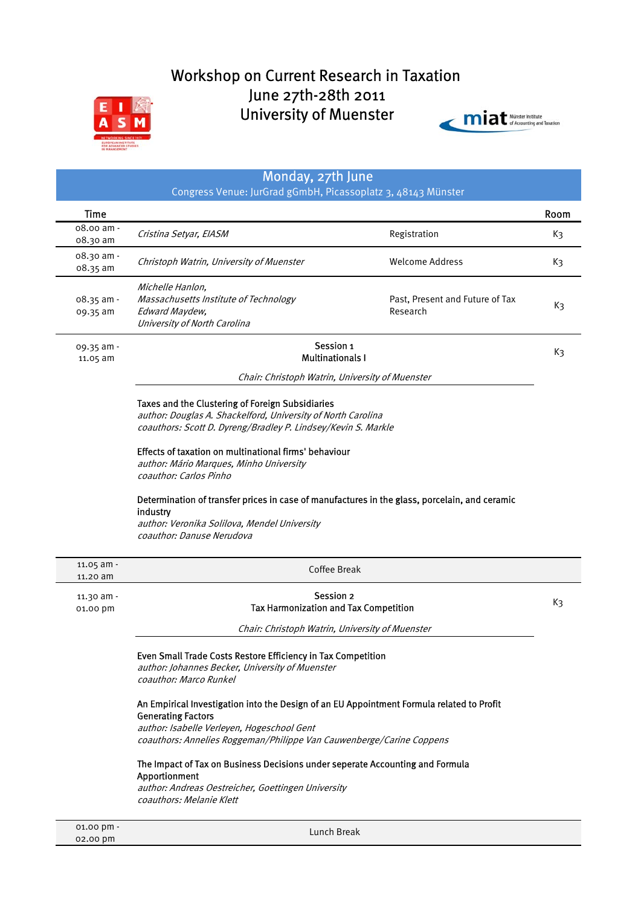# Workshop on Current Research in Taxation

## June 27th-28th 2011

## University of Muenster

## Monday, 27th June

Congress Venue: JurGrad gGmbH, Picassoplatz 3, 48143 Münster

| Time | | | Room |
|---|---|---|---|
| 08.00 am - 08.30 am | *Cristina Setyar, EIASM* | Registration | K3 |
| 08.30 am - 08.35 am | *Christoph Watrin, University of Muenster* | Welcome Address | K3 |
| 08.35 am - 09.35 am | *Michelle Hanlon, Massachusetts Institute of Technology* *Edward Maydew, University of North Carolina* | Past, Present and Future of Tax Research | K3 |
| 09.35 am - 11.05 am | Session 1 Multinationals I | | K3 |

*Chair: Christoph Watrin, University of Muenster*

Taxes and the Clustering of Foreign Subsidiaries
*author: Douglas A. Shackelford, University of North Carolina*
*coauthors: Scott D. Dyreng/Bradley P. Lindsey/Kevin S. Markle*

Effects of taxation on multinational firms' behaviour
*author: Mário Marques, Minho University*
*coauthor: Carlos Pinho*

Determination of transfer prices in case of manufactures in the glass, porcelain, and ceramic industry
*author: Veronika Solilova, Mendel University*
*coauthor: Danuse Nerudova*

| Time | | Room |
|---|---|---|
| 11.05 am - 11.20 am | Coffee Break | |
| 11.30 am - 01.00 pm | Session 2 Tax Harmonization and Tax Competition | K3 |

*Chair: Christoph Watrin, University of Muenster*

Even Small Trade Costs Restore Efficiency in Tax Competition
*author: Johannes Becker, University of Muenster*
*coauthor: Marco Runkel*

An Empirical Investigation into the Design of an EU Appointment Formula related to Profit Generating Factors
*author: Isabelle Verleyen, Hogeschool Gent*
*coauthors: Annelies Roggeman/Philippe Van Cauwenberge/Carine Coppens*

The Impact of Tax on Business Decisions under seperate Accounting and Formula Apportionment
*author: Andreas Oestreicher, Goettingen University*
*coauthors: Melanie Klett*

| Time | | Room |
|---|---|---|
| 01.00 pm - 02.00 pm | Lunch Break | |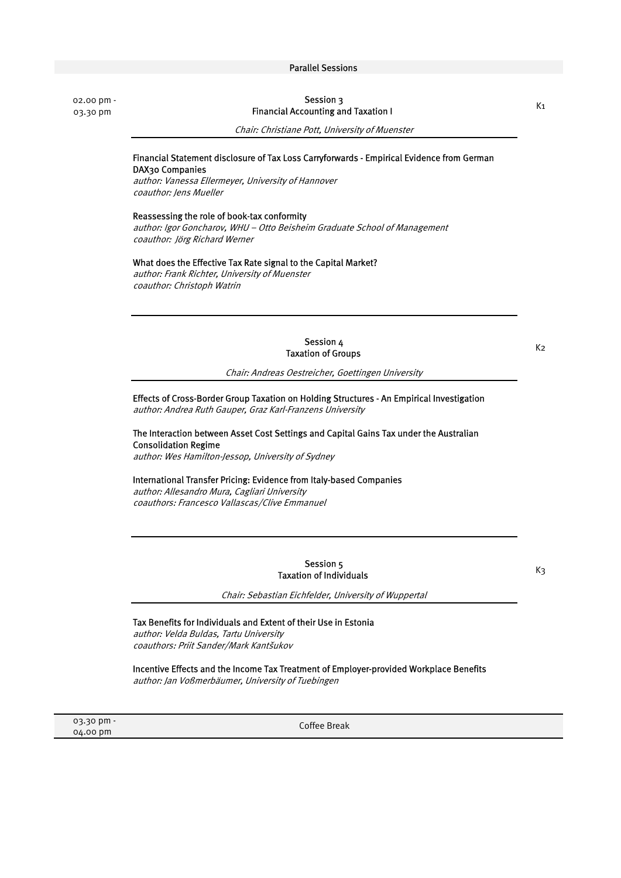## Parallel Sessions

**02.00 pm - 03.30 pm**

### Session 3
### Financial Accounting and Taxation I

K1

*Chair: Christiane Pott, University of Muenster*

Financial Statement disclosure of Tax Loss Carryforwards - Empirical Evidence from German DAX30 Companies
*author: Vanessa Ellermeyer, University of Hannover*
*coauthor: Jens Mueller*

Reassessing the role of book-tax conformity
*author: Igor Goncharov, WHU – Otto Beisheim Graduate School of Management*
*coauthor: Jörg Richard Werner*

What does the Effective Tax Rate signal to the Capital Market?
*author: Frank Richter, University of Muenster*
*coauthor: Christoph Watrin*

### Session 4
### Taxation of Groups

K2

*Chair: Andreas Oestreicher, Goettingen University*

Effects of Cross-Border Group Taxation on Holding Structures - An Empirical Investigation
*author: Andrea Ruth Gauper, Graz Karl-Franzens University*

The Interaction between Asset Cost Settings and Capital Gains Tax under the Australian Consolidation Regime
*author: Wes Hamilton-Jessop, University of Sydney*

International Transfer Pricing: Evidence from Italy-based Companies
*author: Allesandro Mura, Cagliari University*
*coauthors: Francesco Vallascas/Clive Emmanuel*

### Session 5
### Taxation of Individuals

K3

*Chair: Sebastian Eichfelder, University of Wuppertal*

Tax Benefits for Individuals and Extent of their Use in Estonia
*author: Velda Buldas, Tartu University*
*coauthors: Priit Sander/Mark Kantšukov*

Incentive Effects and the Income Tax Treatment of Employer-provided Workplace Benefits
*author: Jan Voßmerbäumer, University of Tuebingen*

**03.30 pm - 04.00 pm** Coffee Break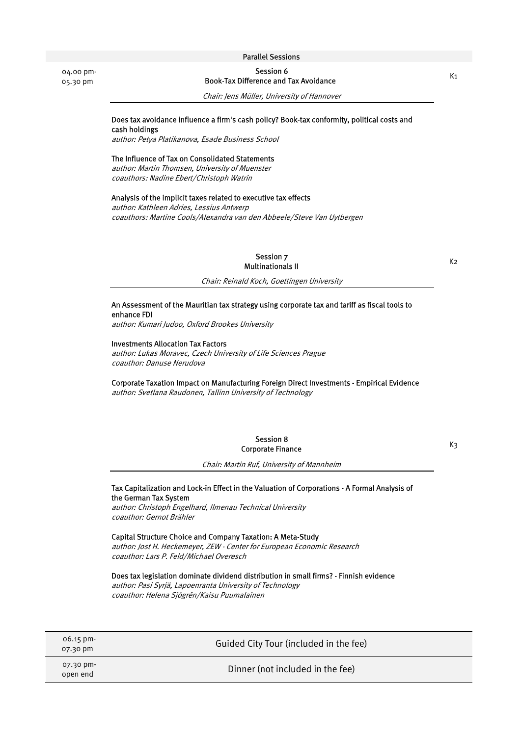## Parallel Sessions

04.00 pm-05.30 pm

### Session 6
### Book-Tax Difference and Tax Avoidance

K1

*Chair: Jens Müller, University of Hannover*

**Does tax avoidance influence a firm's cash policy? Book-tax conformity, political costs and cash holdings**
*author: Petya Platikanova, Esade Business School*

**The Influence of Tax on Consolidated Statements**
*author: Martin Thomsen, University of Muenster*
*coauthors: Nadine Ebert/Christoph Watrin*

**Analysis of the implicit taxes related to executive tax effects**
*author: Kathleen Adries, Lessius Antwerp*
*coauthors: Martine Cools/Alexandra van den Abbeele/Steve Van Uytbergen*

### Session 7
### Multinationals II

K2

*Chair: Reinald Koch, Goettingen University*

**An Assessment of the Mauritian tax strategy using corporate tax and tariff as fiscal tools to enhance FDI**
*author: Kumari Judoo, Oxford Brookes University*

**Investments Allocation Tax Factors**
*author: Lukas Moravec, Czech University of Life Sciences Prague*
*coauthor: Danuse Nerudova*

**Corporate Taxation Impact on Manufacturing Foreign Direct Investments - Empirical Evidence**
*author: Svetlana Raudonen, Tallinn University of Technology*

### Session 8
### Corporate Finance

K3

*Chair: Martin Ruf, University of Mannheim*

**Tax Capitalization and Lock-in Effect in the Valuation of Corporations - A Formal Analysis of the German Tax System**
*author: Christoph Engelhard, Ilmenau Technical University*
*coauthor: Gernot Brähler*

**Capital Structure Choice and Company Taxation: A Meta-Study**
*author: Jost H. Heckemeyer, ZEW - Center for European Economic Research*
*coauthor: Lars P. Feld/Michael Overesch*

**Does tax legislation dominate dividend distribution in small firms? - Finnish evidence**
*author: Pasi Syrjä, Lapoenranta University of Technology*
*coauthor: Helena Sjögrén/Kaisu Puumalainen*

| | |
|---|---|
| 06.15 pm-07.30 pm | Guided City Tour (included in the fee) |
| 07.30 pm-open end | Dinner (not included in the fee) |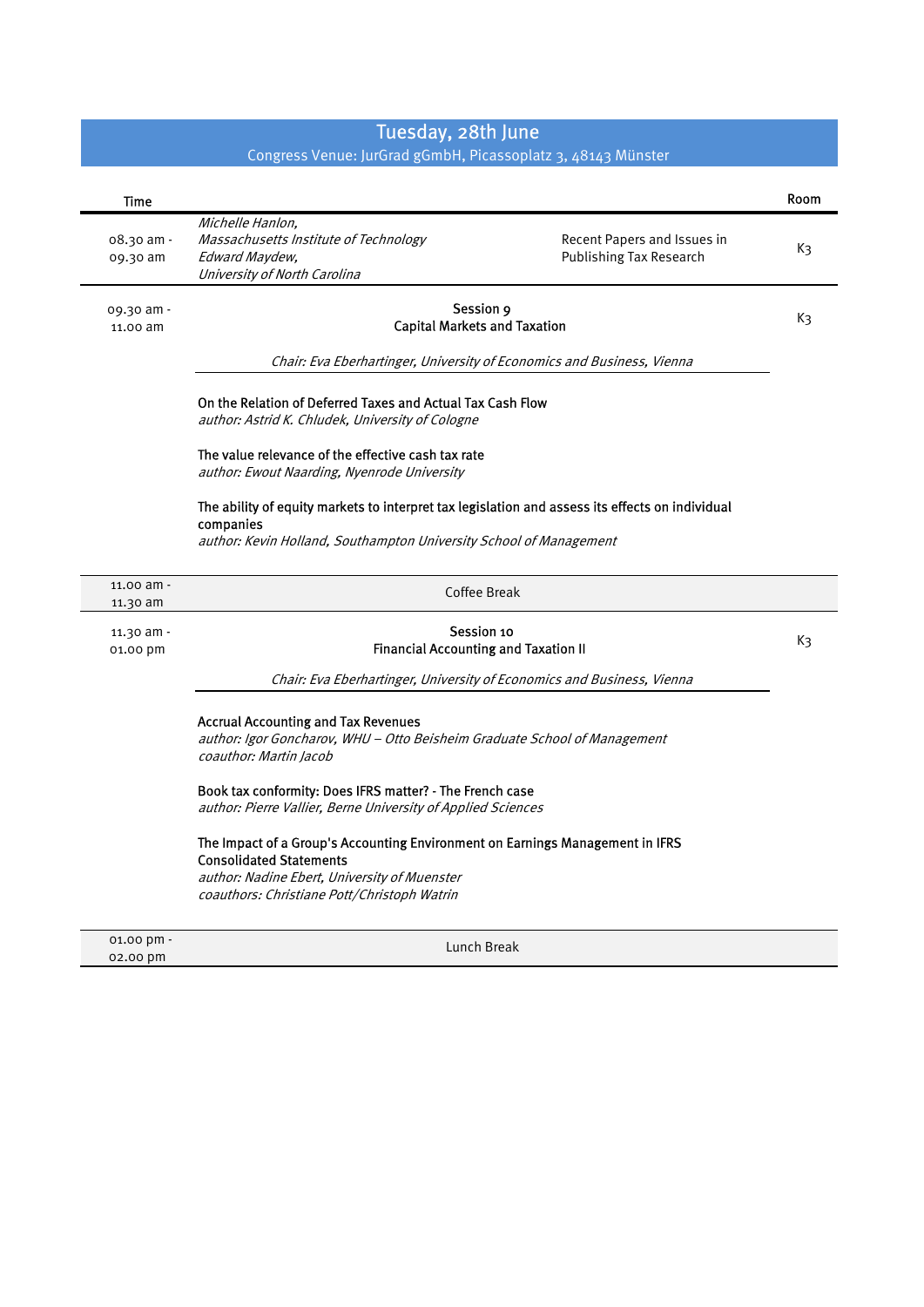# Tuesday, 28th June

Congress Venue: JurGrad gGmbH, Picassoplatz 3, 48143 Münster

| Time | | | Room |
|---|---|---|---|
| 08.30 am - 09.30 am | *Michelle Hanlon, Massachusetts Institute of Technology*<br>*Edward Maydew, University of North Carolina* | Recent Papers and Issues in Publishing Tax Research | K3 |
| 09.30 am - 11.00 am | **Session 9**<br>**Capital Markets and Taxation**<br>*Chair: Eva Eberhartinger, University of Economics and Business, Vienna*<br><br>On the Relation of Deferred Taxes and Actual Tax Cash Flow<br>*author: Astrid K. Chludek, University of Cologne*<br><br>The value relevance of the effective cash tax rate<br>*author: Ewout Naarding, Nyenrode University*<br><br>The ability of equity markets to interpret tax legislation and assess its effects on individual companies<br>*author: Kevin Holland, Southampton University School of Management* | | K3 |
| 11.00 am - 11.30 am | Coffee Break | | |
| 11.30 am - 01.00 pm | **Session 10**<br>**Financial Accounting and Taxation II**<br>*Chair: Eva Eberhartinger, University of Economics and Business, Vienna*<br><br>Accrual Accounting and Tax Revenues<br>*author: Igor Goncharov, WHU – Otto Beisheim Graduate School of Management*<br>*coauthor: Martin Jacob*<br><br>Book tax conformity: Does IFRS matter? - The French case<br>*author: Pierre Vallier, Berne University of Applied Sciences*<br><br>The Impact of a Group's Accounting Environment on Earnings Management in IFRS Consolidated Statements<br>*author: Nadine Ebert, University of Muenster*<br>*coauthors: Christiane Pott/Christoph Watrin* | | K3 |
| 01.00 pm - 02.00 pm | Lunch Break | | |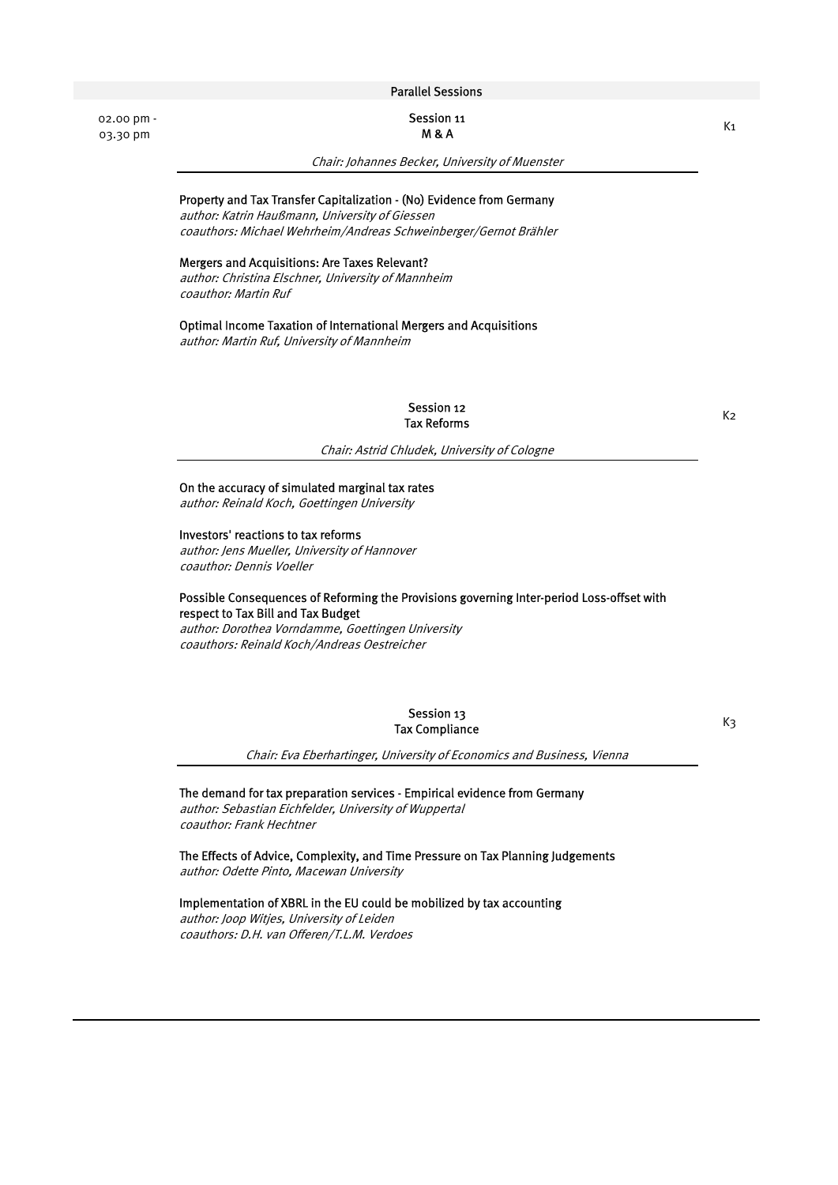## Parallel Sessions

02.00 pm - 03.30 pm

### Session 11
### M & A

K1

*Chair: Johannes Becker, University of Muenster*

**Property and Tax Transfer Capitalization - (No) Evidence from Germany**
*author: Katrin Haußmann, University of Giessen*
*coauthors: Michael Wehrheim/Andreas Schweinberger/Gernot Brähler*

**Mergers and Acquisitions: Are Taxes Relevant?**
*author: Christina Elschner, University of Mannheim*
*coauthor: Martin Ruf*

**Optimal Income Taxation of International Mergers and Acquisitions**
*author: Martin Ruf, University of Mannheim*

### Session 12
### Tax Reforms

K2

*Chair: Astrid Chludek, University of Cologne*

**On the accuracy of simulated marginal tax rates**
*author: Reinald Koch, Goettingen University*

**Investors' reactions to tax reforms**
*author: Jens Mueller, University of Hannover*
*coauthor: Dennis Voeller*

**Possible Consequences of Reforming the Provisions governing Inter-period Loss-offset with respect to Tax Bill and Tax Budget**
*author: Dorothea Vorndamme, Goettingen University*
*coauthors: Reinald Koch/Andreas Oestreicher*

### Session 13
### Tax Compliance

K3

*Chair: Eva Eberhartinger, University of Economics and Business, Vienna*

**The demand for tax preparation services - Empirical evidence from Germany**
*author: Sebastian Eichfelder, University of Wuppertal*
*coauthor: Frank Hechtner*

**The Effects of Advice, Complexity, and Time Pressure on Tax Planning Judgements**
*author: Odette Pinto, Macewan University*

**Implementation of XBRL in the EU could be mobilized by tax accounting**
*author: Joop Witjes, University of Leiden*
*coauthors: D.H. van Offeren/T.L.M. Verdoes*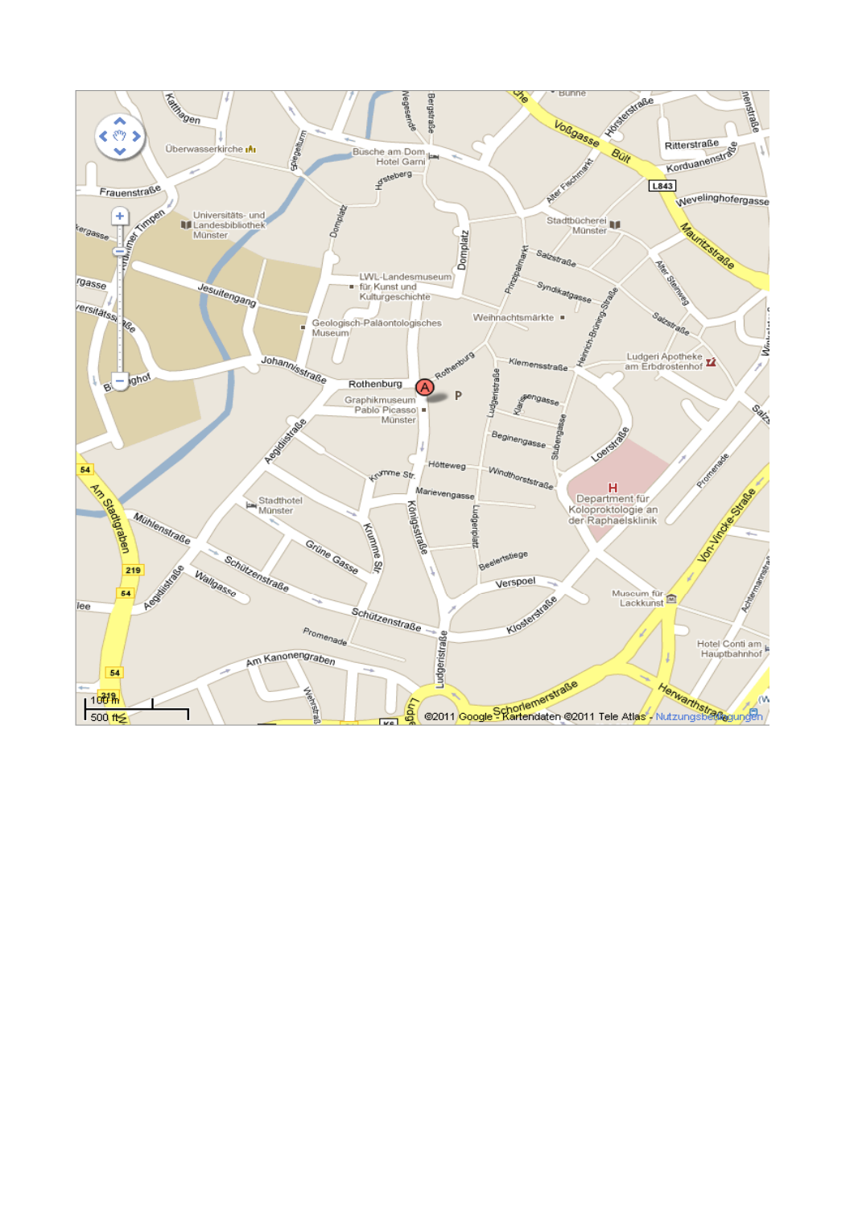Katthagen

Überwasserkirche

Frauenstraße

Universitäts- und Landesbibliothek Münster

Jesuitengang

Johannisstraße

Rothenburg

Graphikmuseum Pablo Picasso Münster

Geologisch-Paläontologisches Museum

LWL-Landesmuseum für Kunst und Kulturgeschichte

Büsche am Dom Hotel Garni

Horsteberg

Domplatz

Spiegelturm

Bergstraße

Voßgasse

Bült

Hörsterstraße

Ritterstraße

Korduanenstraße

Wevelinghofergasse

Mauritzstraße

L843

Alter Fischmarkt

Stadtbücherei Münster

Salzstraße

Syndikatgasse

Prinzipalmarkt

Weihnachtsmärkte

Heinrich-Brüning-Straße

Alter Steinweg

Ludgeri Apotheke am Erbdrostenhof

Klemensstraße

Ludgeristraße

Beginengasse

Stubengasse

Loerstraße

Windthorststraße

Hötteweg

Krumme Str.

Marienvengasse

Königsstraße

Ludgeriplatz

Department für Koloproktologie an der Raphaelsklinik

Promenade

Von-Vincke-Straße

Aegidiistraße

Stadthotel Münster

Mühlenstraße

Am Stadtgraben

Grüne Gasse

Krumme Str

Schützenstraße

Wallgasse

Beelertstiege

Verspoel

Klosterstraße

Museum für Lackkunst

Hotel Conti am Hauptbahnhof

Herwarthstraße

Schorlemerstraße

Am Kanonengraben

Promenade

Ludgeristraße

54

219

K6

100 m

500 ft

©2011 Google - Kartendaten ©2011 Tele Atlas - Nutzungsbedingungen